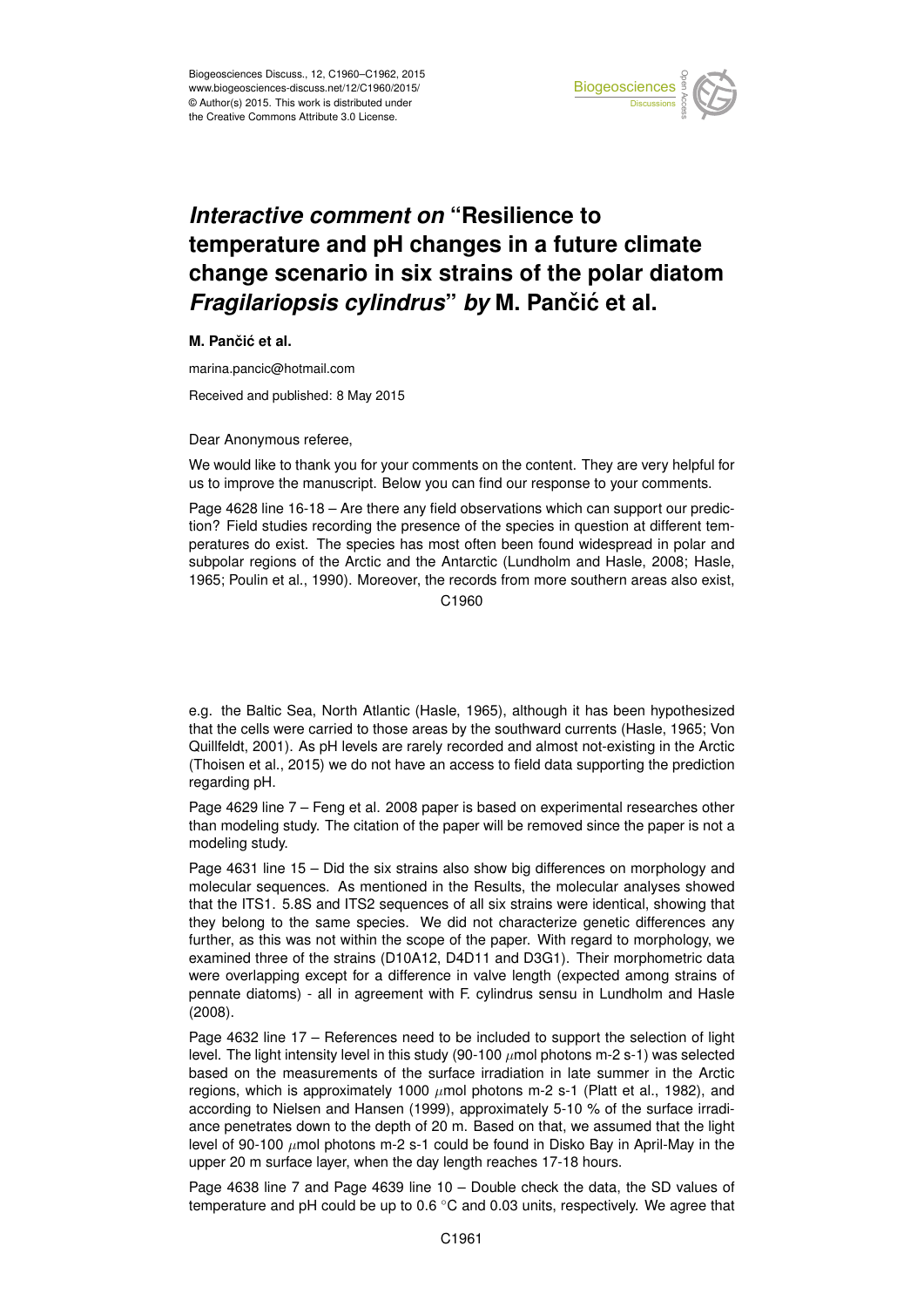# *Interactive comment on* "Resilience to temperature and pH changes in a future climate change scenario in six strains of the polar diatom *Fragilariopsis cylindrus*" *by* M. Pančić et al.

**M. Pančić et al.**

marina.pancic@hotmail.com

Received and published: 8 May 2015

Dear Anonymous referee,

We would like to thank you for your comments on the content. They are very helpful for us to improve the manuscript. Below you can find our response to your comments.

Page 4628 line 16-18 – Are there any field observations which can support our prediction? Field studies recording the presence of the species in question at different temperatures do exist. The species has most often been found widespread in polar and subpolar regions of the Arctic and the Antarctic (Lundholm and Hasle, 2008; Hasle, 1965; Poulin et al., 1990). Moreover, the records from more southern areas also exist, e.g. the Baltic Sea, North Atlantic (Hasle, 1965), although it has been hypothesized that the cells were carried to those areas by the southward currents (Hasle, 1965; Von Quillfeldt, 2001). As pH levels are rarely recorded and almost not-existing in the Arctic (Thoisen et al., 2015) we do not have an access to field data supporting the prediction regarding pH.

Page 4629 line 7 – Feng et al. 2008 paper is based on experimental researches other than modeling study. The citation of the paper will be removed since the paper is not a modeling study.

Page 4631 line 15 – Did the six strains also show big differences on morphology and molecular sequences. As mentioned in the Results, the molecular analyses showed that the ITS1. 5.8S and ITS2 sequences of all six strains were identical, showing that they belong to the same species. We did not characterize genetic differences any further, as this was not within the scope of the paper. With regard to morphology, we examined three of the strains (D10A12, D4D11 and D3G1). Their morphometric data were overlapping except for a difference in valve length (expected among strains of pennate diatoms) - all in agreement with F. cylindrus sensu in Lundholm and Hasle (2008).

Page 4632 line 17 – References need to be included to support the selection of light level. The light intensity level in this study (90-100 $\mu$mol photons m-2 s-1) was selected based on the measurements of the surface irradiation in late summer in the Arctic regions, which is approximately 1000 $\mu$mol photons m-2 s-1 (Platt et al., 1982), and according to Nielsen and Hansen (1999), approximately 5-10 % of the surface irradiance penetrates down to the depth of 20 m. Based on that, we assumed that the light level of 90-100 $\mu$mol photons m-2 s-1 could be found in Disko Bay in April-May in the upper 20 m surface layer, when the day length reaches 17-18 hours.

Page 4638 line 7 and Page 4639 line 10 – Double check the data, the SD values of temperature and pH could be up to 0.6 °C and 0.03 units, respectively. We agree that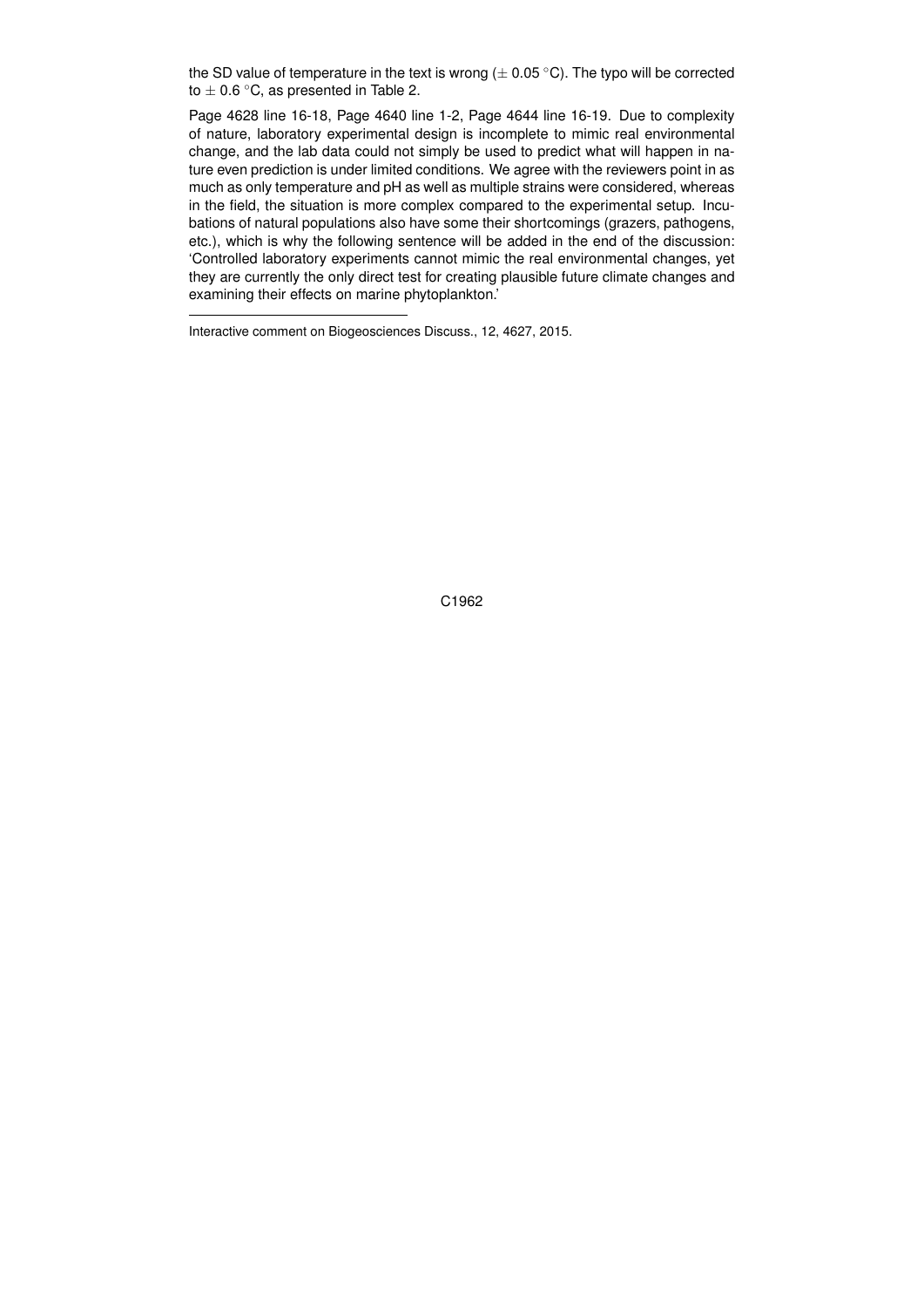the SD value of temperature in the text is wrong (± 0.05 °C). The typo will be corrected to ± 0.6 °C, as presented in Table 2.

Page 4628 line 16-18, Page 4640 line 1-2, Page 4644 line 16-19. Due to complexity of nature, laboratory experimental design is incomplete to mimic real environmental change, and the lab data could not simply be used to predict what will happen in nature even prediction is under limited conditions. We agree with the reviewers point in as much as only temperature and pH as well as multiple strains were considered, whereas in the field, the situation is more complex compared to the experimental setup. Incubations of natural populations also have some their shortcomings (grazers, pathogens, etc.), which is why the following sentence will be added in the end of the discussion: 'Controlled laboratory experiments cannot mimic the real environmental changes, yet they are currently the only direct test for creating plausible future climate changes and examining their effects on marine phytoplankton.'

---

Interactive comment on Biogeosciences Discuss., 12, 4627, 2015.